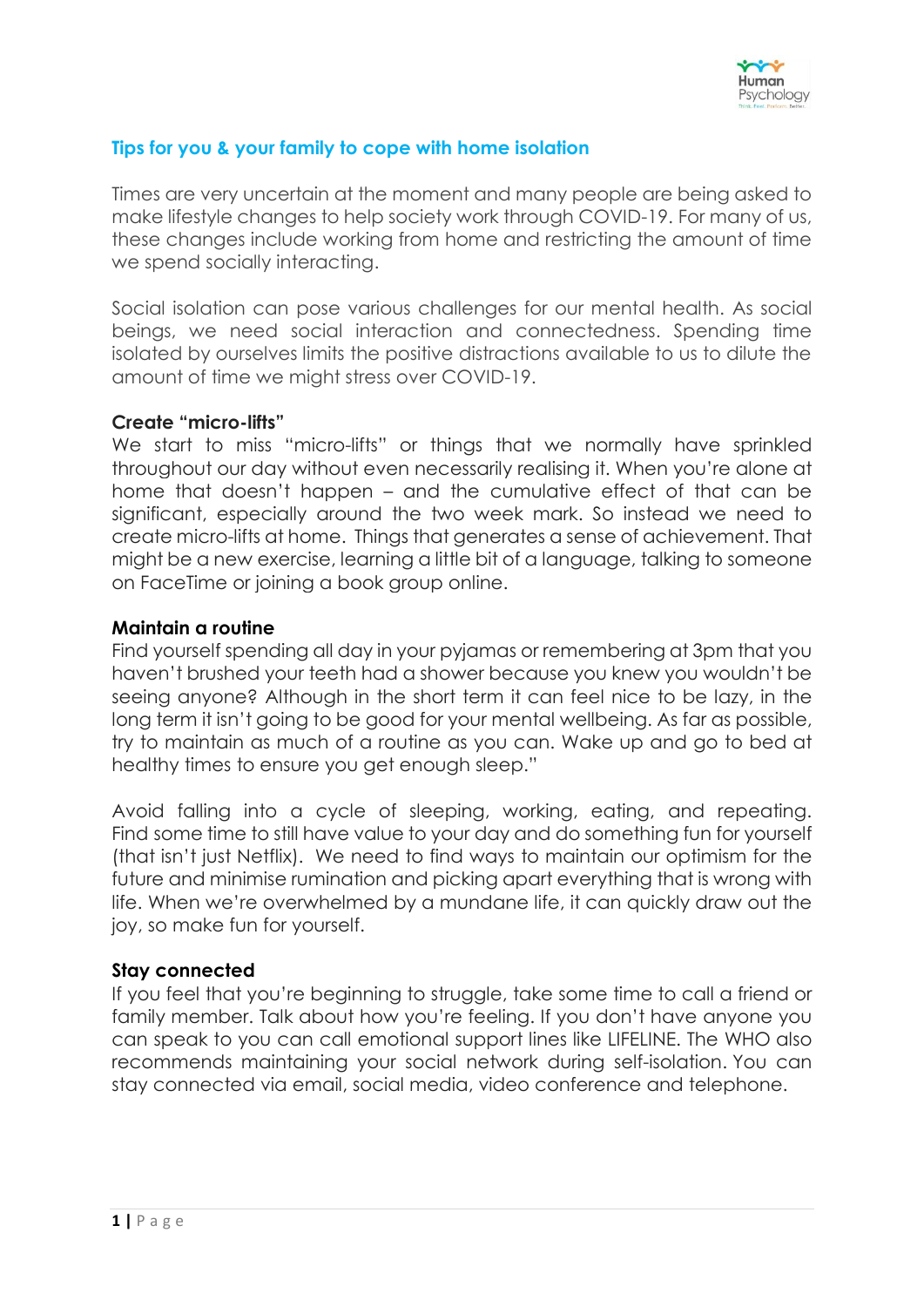## Tips for you & your family to cope with home isolation

Times are very uncertain at the moment and many people are being asked to make lifestyle changes to help society work through COVID-19. For many of us, these changes include working from home and restricting the amount of time we spend socially interacting.

Social isolation can pose various challenges for our mental health. As social beings, we need social interaction and connectedness. Spending time isolated by ourselves limits the positive distractions available to us to dilute the amount of time we might stress over COVID-19.

**Create "micro-lifts"**

We start to miss "micro-lifts" or things that we normally have sprinkled throughout our day without even necessarily realising it. When you're alone at home that doesn't happen – and the cumulative effect of that can be significant, especially around the two week mark. So instead we need to create micro-lifts at home. Things that generates a sense of achievement. That might be a new exercise, learning a little bit of a language, talking to someone on FaceTime or joining a book group online.

**Maintain a routine**

Find yourself spending all day in your pyjamas or remembering at 3pm that you haven't brushed your teeth had a shower because you knew you wouldn't be seeing anyone? Although in the short term it can feel nice to be lazy, in the long term it isn't going to be good for your mental wellbeing. As far as possible, try to maintain as much of a routine as you can. Wake up and go to bed at healthy times to ensure you get enough sleep."

Avoid falling into a cycle of sleeping, working, eating, and repeating. Find some time to still have value to your day and do something fun for yourself (that isn't just Netflix). We need to find ways to maintain our optimism for the future and minimise rumination and picking apart everything that is wrong with life. When we're overwhelmed by a mundane life, it can quickly draw out the joy, so make fun for yourself.

**Stay connected**

If you feel that you're beginning to struggle, take some time to call a friend or family member. Talk about how you're feeling. If you don't have anyone you can speak to you can call emotional support lines like LIFELINE. The WHO also recommends maintaining your social network during self-isolation. You can stay connected via email, social media, video conference and telephone.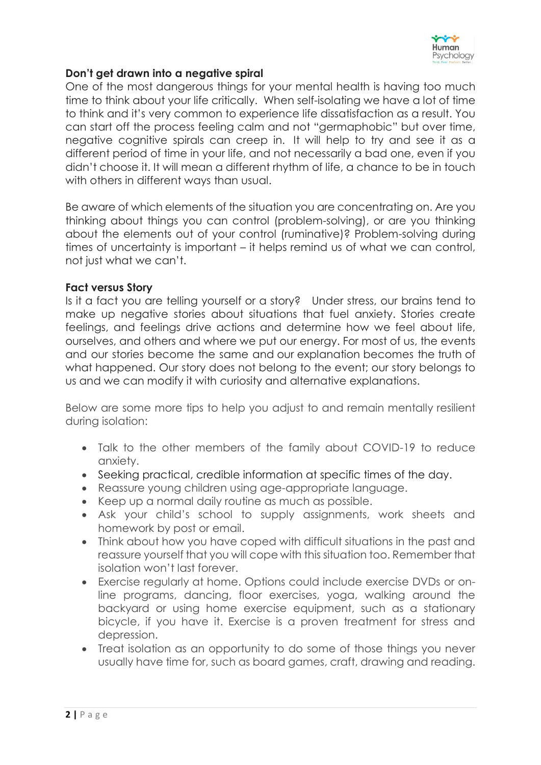**Don't get drawn into a negative spiral**

One of the most dangerous things for your mental health is having too much time to think about your life critically. When self-isolating we have a lot of time to think and it's very common to experience life dissatisfaction as a result. You can start off the process feeling calm and not "germaphobic" but over time, negative cognitive spirals can creep in. It will help to try and see it as a different period of time in your life, and not necessarily a bad one, even if you didn't choose it. It will mean a different rhythm of life, a chance to be in touch with others in different ways than usual.

Be aware of which elements of the situation you are concentrating on. Are you thinking about things you can control (problem-solving), or are you thinking about the elements out of your control (ruminative)? Problem-solving during times of uncertainty is important – it helps remind us of what we can control, not just what we can't.

**Fact versus Story**

Is it a fact you are telling yourself or a story? Under stress, our brains tend to make up negative stories about situations that fuel anxiety. Stories create feelings, and feelings drive actions and determine how we feel about life, ourselves, and others and where we put our energy. For most of us, the events and our stories become the same and our explanation becomes the truth of what happened. Our story does not belong to the event; our story belongs to us and we can modify it with curiosity and alternative explanations.

Below are some more tips to help you adjust to and remain mentally resilient during isolation:

- Talk to the other members of the family about COVID-19 to reduce anxiety.
- Seeking practical, credible information at specific times of the day.
- Reassure young children using age-appropriate language.
- Keep up a normal daily routine as much as possible.
- Ask your child's school to supply assignments, work sheets and homework by post or email.
- Think about how you have coped with difficult situations in the past and reassure yourself that you will cope with this situation too. Remember that isolation won't last forever.
- Exercise regularly at home. Options could include exercise DVDs or on-line programs, dancing, floor exercises, yoga, walking around the backyard or using home exercise equipment, such as a stationary bicycle, if you have it. Exercise is a proven treatment for stress and depression.
- Treat isolation as an opportunity to do some of those things you never usually have time for, such as board games, craft, drawing and reading.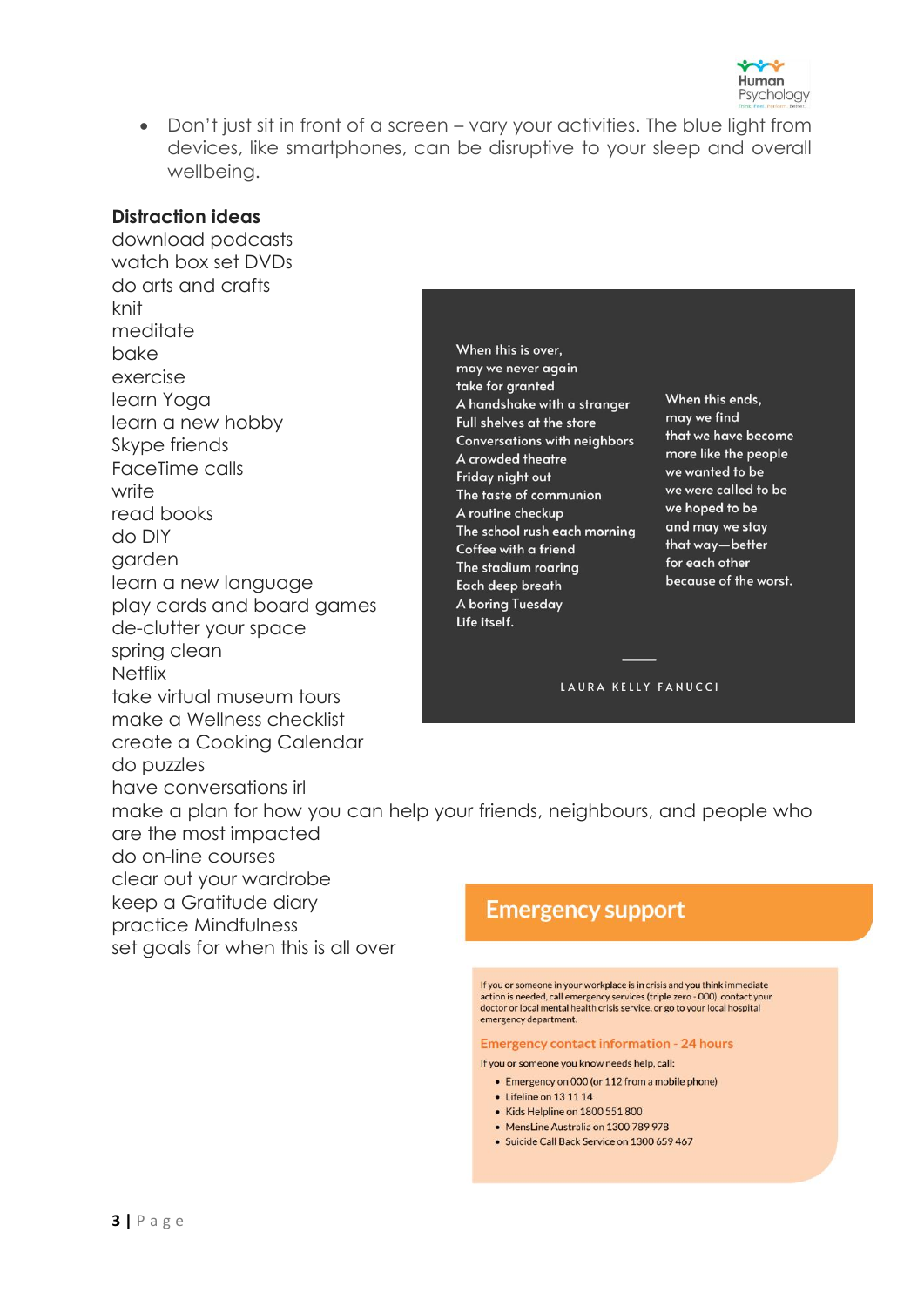- Don't just sit in front of a screen – vary your activities. The blue light from devices, like smartphones, can be disruptive to your sleep and overall wellbeing.

**Distraction ideas**

download podcasts
watch box set DVDs
do arts and crafts
knit
meditate
bake
exercise
learn Yoga
learn a new hobby
Skype friends
FaceTime calls
write
read books
do DIY
garden
learn a new language
play cards and board games
de-clutter your space
spring clean
Netflix
take virtual museum tours
make a Wellness checklist
create a Cooking Calendar
do puzzles
have conversations irl
make a plan for how you can help your friends, neighbours, and people who are the most impacted
do on-line courses
clear out your wardrobe
keep a Gratitude diary
practice Mindfulness
set goals for when this is all over

When this is over,
may we never again
take for granted
A handshake with a stranger
Full shelves at the store
Conversations with neighbors
A crowded theatre
Friday night out
The taste of communion
A routine checkup
The school rush each morning
Coffee with a friend
The stadium roaring
Each deep breath
A boring Tuesday
Life itself.

When this ends,
may we find
that we have become
more like the people
we wanted to be
we were called to be
we hoped to be
and may we stay
that way—better
for each other
because of the worst.

LAURA KELLY FANUCCI

## Emergency support

If you or someone in your workplace is in crisis and you think immediate action is needed, call emergency services (triple zero - 000), contact your doctor or local mental health crisis service, or go to your local hospital emergency department.

### Emergency contact information - 24 hours

If you or someone you know needs help, call:

- Emergency on 000 (or 112 from a mobile phone)
- Lifeline on 13 11 14
- Kids Helpline on 1800 551 800
- MensLine Australia on 1300 789 978
- Suicide Call Back Service on 1300 659 467